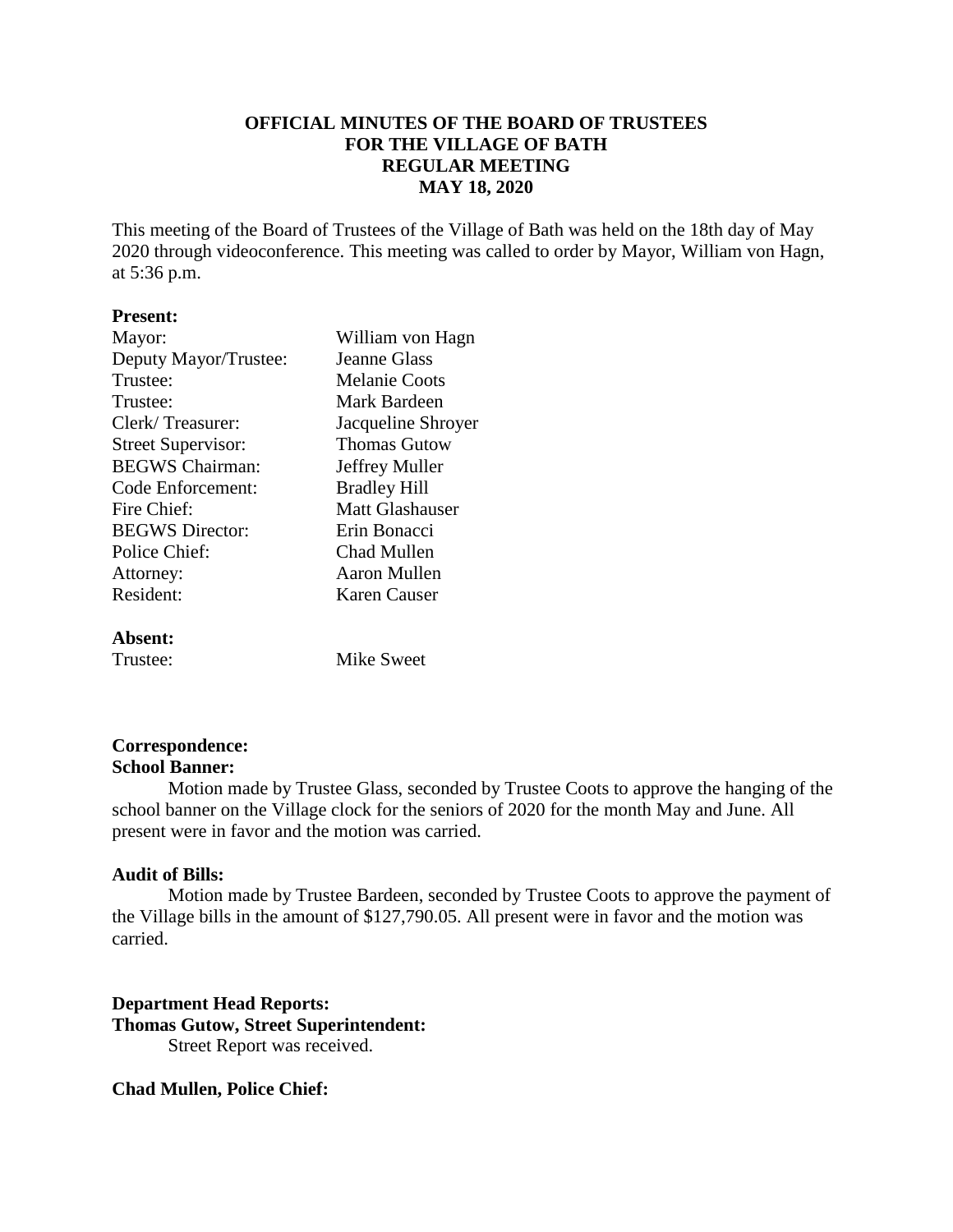# OFFICIAL MINUTES OF THE BOARD OF TRUSTEES
# FOR THE VILLAGE OF BATH
# REGULAR MEETING
# MAY 18, 2020

This meeting of the Board of Trustees of the Village of Bath was held on the 18th day of May 2020 through videoconference. This meeting was called to order by Mayor, William von Hagn, at 5:36 p.m.

**Present:**

| | |
|---|---|
| Mayor: | William von Hagn |
| Deputy Mayor/Trustee: | Jeanne Glass |
| Trustee: | Melanie Coots |
| Trustee: | Mark Bardeen |
| Clerk/ Treasurer: | Jacqueline Shroyer |
| Street Supervisor: | Thomas Gutow |
| BEGWS Chairman: | Jeffrey Muller |
| Code Enforcement: | Bradley Hill |
| Fire Chief: | Matt Glashauser |
| BEGWS Director: | Erin Bonacci |
| Police Chief: | Chad Mullen |
| Attorney: | Aaron Mullen |
| Resident: | Karen Causer |

**Absent:**

| | |
|---|---|
| Trustee: | Mike Sweet |

**Correspondence:**

**School Banner:**

Motion made by Trustee Glass, seconded by Trustee Coots to approve the hanging of the school banner on the Village clock for the seniors of 2020 for the month May and June. All present were in favor and the motion was carried.

**Audit of Bills:**

Motion made by Trustee Bardeen, seconded by Trustee Coots to approve the payment of the Village bills in the amount of $127,790.05. All present were in favor and the motion was carried.

**Department Head Reports:**

**Thomas Gutow, Street Superintendent:**

Street Report was received.

**Chad Mullen, Police Chief:**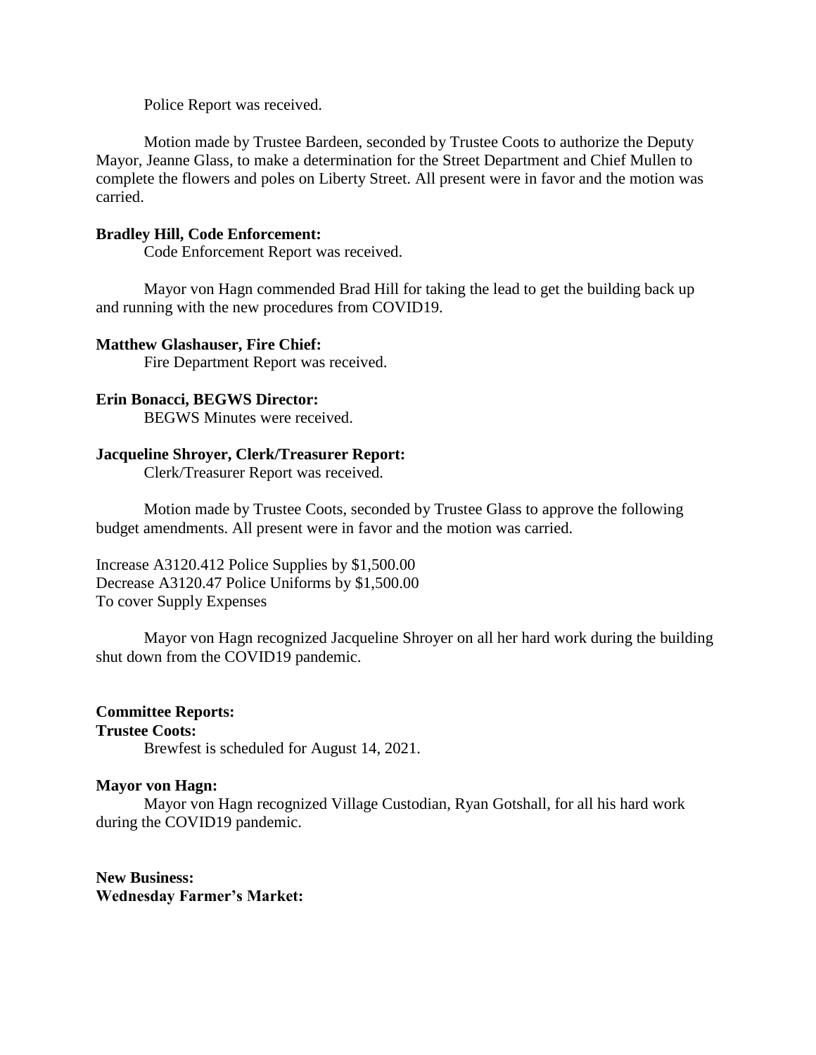Police Report was received.

Motion made by Trustee Bardeen, seconded by Trustee Coots to authorize the Deputy Mayor, Jeanne Glass, to make a determination for the Street Department and Chief Mullen to complete the flowers and poles on Liberty Street. All present were in favor and the motion was carried.

**Bradley Hill, Code Enforcement:**

Code Enforcement Report was received.

Mayor von Hagn commended Brad Hill for taking the lead to get the building back up and running with the new procedures from COVID19.

**Matthew Glashauser, Fire Chief:**

Fire Department Report was received.

**Erin Bonacci, BEGWS Director:**

BEGWS Minutes were received.

**Jacqueline Shroyer, Clerk/Treasurer Report:**

Clerk/Treasurer Report was received.

Motion made by Trustee Coots, seconded by Trustee Glass to approve the following budget amendments. All present were in favor and the motion was carried.

Increase A3120.412 Police Supplies by $1,500.00
Decrease A3120.47 Police Uniforms by $1,500.00
To cover Supply Expenses

Mayor von Hagn recognized Jacqueline Shroyer on all her hard work during the building shut down from the COVID19 pandemic.

**Committee Reports:**

**Trustee Coots:**

Brewfest is scheduled for August 14, 2021.

**Mayor von Hagn:**

Mayor von Hagn recognized Village Custodian, Ryan Gotshall, for all his hard work during the COVID19 pandemic.

**New Business:**

**Wednesday Farmer's Market:**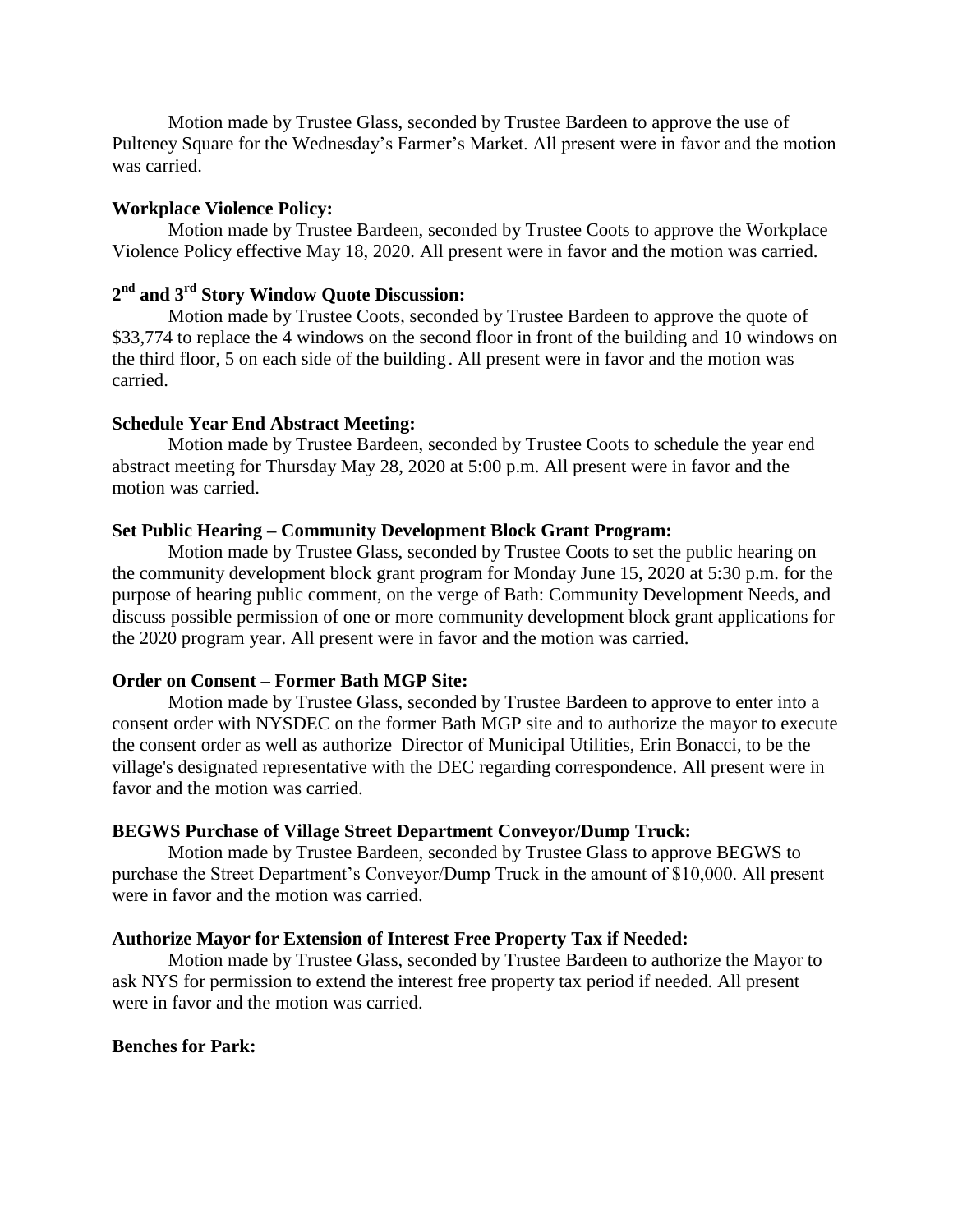Motion made by Trustee Glass, seconded by Trustee Bardeen to approve the use of Pulteney Square for the Wednesday's Farmer's Market. All present were in favor and the motion was carried.

**Workplace Violence Policy:**

Motion made by Trustee Bardeen, seconded by Trustee Coots to approve the Workplace Violence Policy effective May 18, 2020. All present were in favor and the motion was carried.

**2nd and 3rd Story Window Quote Discussion:**

Motion made by Trustee Coots, seconded by Trustee Bardeen to approve the quote of $33,774 to replace the 4 windows on the second floor in front of the building and 10 windows on the third floor, 5 on each side of the building. All present were in favor and the motion was carried.

**Schedule Year End Abstract Meeting:**

Motion made by Trustee Bardeen, seconded by Trustee Coots to schedule the year end abstract meeting for Thursday May 28, 2020 at 5:00 p.m. All present were in favor and the motion was carried.

**Set Public Hearing – Community Development Block Grant Program:**

Motion made by Trustee Glass, seconded by Trustee Coots to set the public hearing on the community development block grant program for Monday June 15, 2020 at 5:30 p.m. for the purpose of hearing public comment, on the verge of Bath: Community Development Needs, and discuss possible permission of one or more community development block grant applications for the 2020 program year. All present were in favor and the motion was carried.

**Order on Consent – Former Bath MGP Site:**

Motion made by Trustee Glass, seconded by Trustee Bardeen to approve to enter into a consent order with NYSDEC on the former Bath MGP site and to authorize the mayor to execute the consent order as well as authorize Director of Municipal Utilities, Erin Bonacci, to be the village's designated representative with the DEC regarding correspondence. All present were in favor and the motion was carried.

**BEGWS Purchase of Village Street Department Conveyor/Dump Truck:**

Motion made by Trustee Bardeen, seconded by Trustee Glass to approve BEGWS to purchase the Street Department's Conveyor/Dump Truck in the amount of $10,000. All present were in favor and the motion was carried.

**Authorize Mayor for Extension of Interest Free Property Tax if Needed:**

Motion made by Trustee Glass, seconded by Trustee Bardeen to authorize the Mayor to ask NYS for permission to extend the interest free property tax period if needed. All present were in favor and the motion was carried.

**Benches for Park:**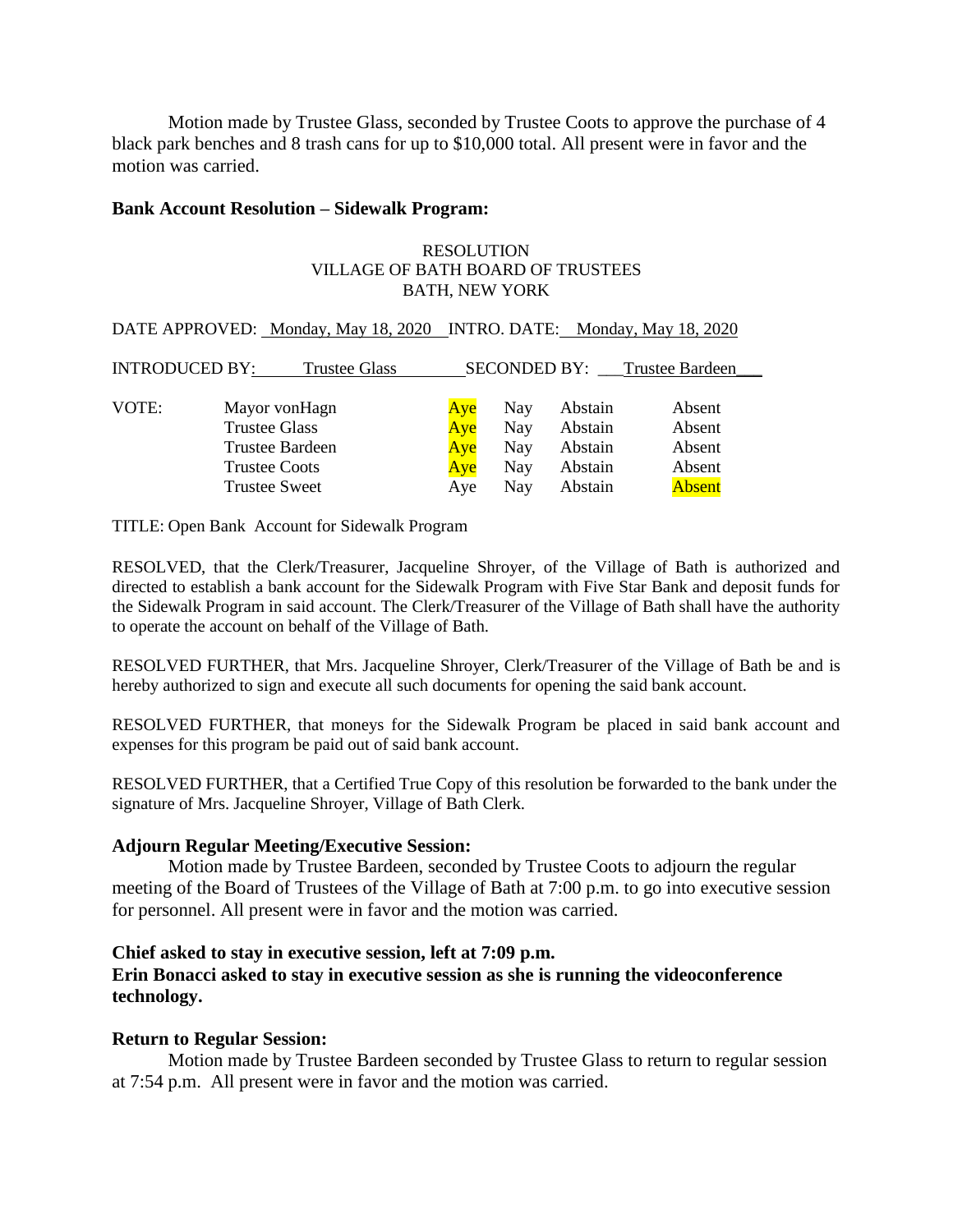Motion made by Trustee Glass, seconded by Trustee Coots to approve the purchase of 4 black park benches and 8 trash cans for up to $10,000 total. All present were in favor and the motion was carried.

**Bank Account Resolution – Sidewalk Program:**

RESOLUTION
VILLAGE OF BATH BOARD OF TRUSTEES
BATH, NEW YORK

DATE APPROVED: Monday, May 18, 2020 INTRO. DATE: Monday, May 18, 2020

INTRODUCED BY: Trustee Glass SECONDED BY: Trustee Bardeen

| VOTE: | | | | | |
|---|---|---|---|---|---|
| | Mayor vonHagn | Aye | Nay | Abstain | Absent |
| | Trustee Glass | Aye | Nay | Abstain | Absent |
| | Trustee Bardeen | Aye | Nay | Abstain | Absent |
| | Trustee Coots | Aye | Nay | Abstain | Absent |
| | Trustee Sweet | Aye | Nay | Abstain | Absent |

TITLE: Open Bank Account for Sidewalk Program

RESOLVED, that the Clerk/Treasurer, Jacqueline Shroyer, of the Village of Bath is authorized and directed to establish a bank account for the Sidewalk Program with Five Star Bank and deposit funds for the Sidewalk Program in said account. The Clerk/Treasurer of the Village of Bath shall have the authority to operate the account on behalf of the Village of Bath.

RESOLVED FURTHER, that Mrs. Jacqueline Shroyer, Clerk/Treasurer of the Village of Bath be and is hereby authorized to sign and execute all such documents for opening the said bank account.

RESOLVED FURTHER, that moneys for the Sidewalk Program be placed in said bank account and expenses for this program be paid out of said bank account.

RESOLVED FURTHER, that a Certified True Copy of this resolution be forwarded to the bank under the signature of Mrs. Jacqueline Shroyer, Village of Bath Clerk.

**Adjourn Regular Meeting/Executive Session:**

Motion made by Trustee Bardeen, seconded by Trustee Coots to adjourn the regular meeting of the Board of Trustees of the Village of Bath at 7:00 p.m. to go into executive session for personnel. All present were in favor and the motion was carried.

**Chief asked to stay in executive session, left at 7:09 p.m.**
**Erin Bonacci asked to stay in executive session as she is running the videoconference technology.**

**Return to Regular Session:**

Motion made by Trustee Bardeen seconded by Trustee Glass to return to regular session at 7:54 p.m. All present were in favor and the motion was carried.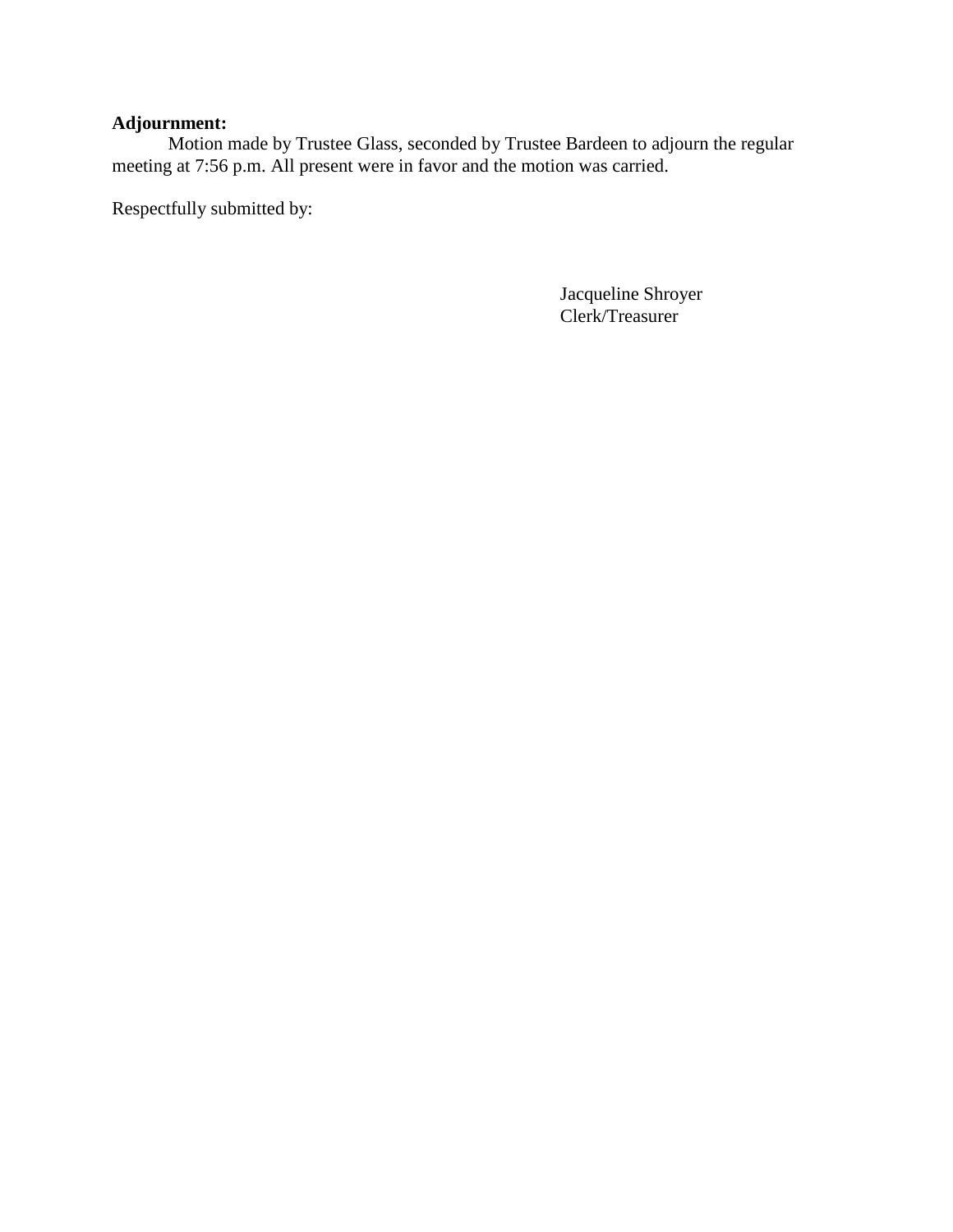**Adjournment:**

Motion made by Trustee Glass, seconded by Trustee Bardeen to adjourn the regular meeting at 7:56 p.m. All present were in favor and the motion was carried.

Respectfully submitted by:

Jacqueline Shroyer
Clerk/Treasurer